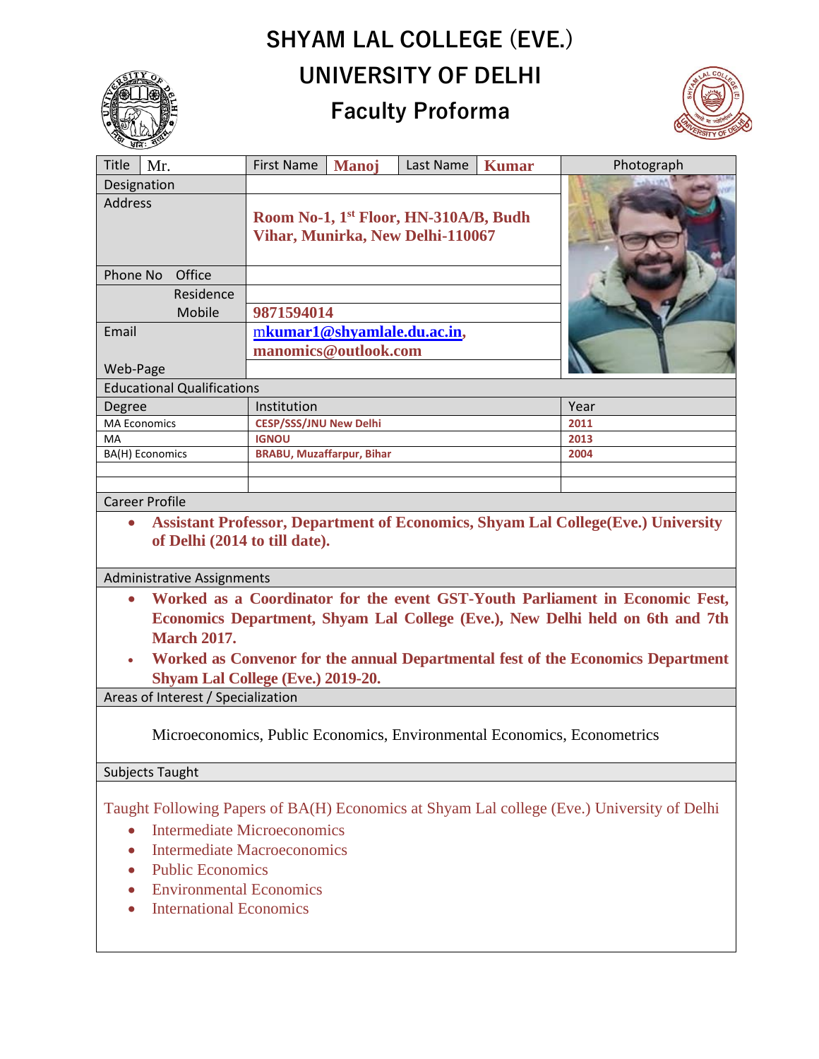# SHYAM LAL COLLEGE (EVE.)
# UNIVERSITY OF DELHI
## Faculty Proforma

| Title | Mr. | First Name | Manoj | Last Name | Kumar |
|---|---|---|---|---|---|

| Field | Details |
|---|---|
| Designation | |
| Address | Room No-1, 1st Floor, HN-310A/B, Budh Vihar, Munirka, New Delhi-110067 |
| Phone No Office | |
| Residence | |
| Mobile | 9871594014 |
| Email | mkumar1@shyamlale.du.ac.in, manomics@outlook.com |
| Web-Page | |

### Educational Qualifications

| Degree | Institution | Year |
|---|---|---|
| MA Economics | CESP/SSS/JNU New Delhi | 2011 |
| MA | IGNOU | 2013 |
| BA(H) Economics | BRABU, Muzaffarpur, Bihar | 2004 |
| | | |
| | | |

### Career Profile

- **Assistant Professor, Department of Economics, Shyam Lal College(Eve.) University of Delhi (2014 to till date).**

### Administrative Assignments

- **Worked as a Coordinator for the event GST-Youth Parliament in Economic Fest, Economics Department, Shyam Lal College (Eve.), New Delhi held on 6th and 7th March 2017.**
- **Worked as Convenor for the annual Departmental fest of the Economics Department Shyam Lal College (Eve.) 2019-20.**

### Areas of Interest / Specialization

Microeconomics, Public Economics, Environmental Economics, Econometrics

### Subjects Taught

Taught Following Papers of BA(H) Economics at Shyam Lal college (Eve.) University of Delhi

- Intermediate Microeconomics
- Intermediate Macroeconomics
- Public Economics
- Environmental Economics
- International Economics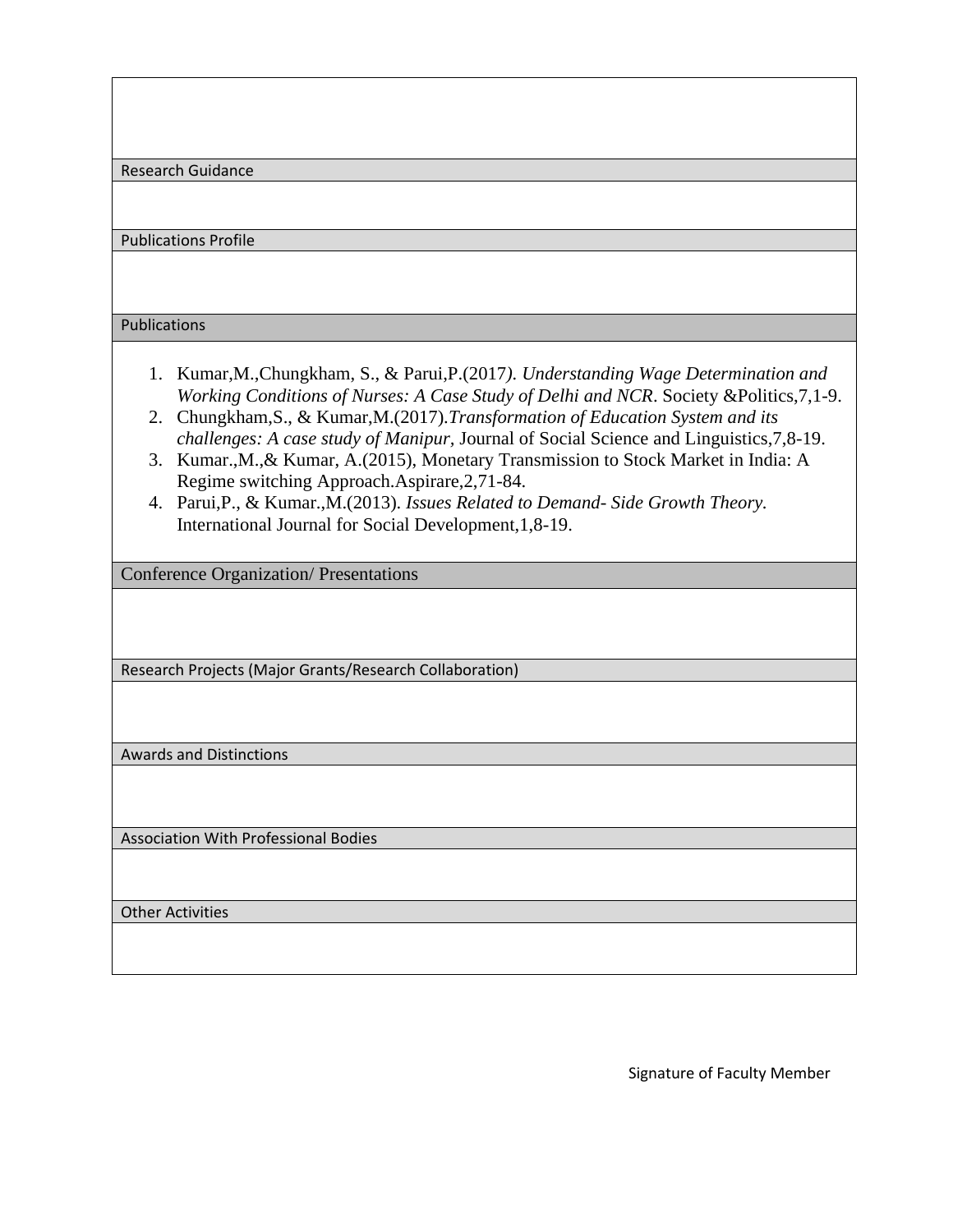## Research Guidance

## Publications Profile

## Publications

1. Kumar,M.,Chungkham, S., & Parui,P.(2017*). Understanding Wage Determination and Working Conditions of Nurses: A Case Study of Delhi and NCR*. Society &Politics,7,1-9.
2. Chungkham,S., & Kumar,M.(2017).*Transformation of Education System and its challenges: A case study of Manipur*, Journal of Social Science and Linguistics,7,8-19.
3. Kumar.,M.,& Kumar, A.(2015), Monetary Transmission to Stock Market in India: A Regime switching Approach.Aspirare,2,71-84.
4. Parui,P., & Kumar.,M.(2013). *Issues Related to Demand- Side Growth Theory.* International Journal for Social Development,1,8-19.

## Conference Organization/ Presentations

## Research Projects (Major Grants/Research Collaboration)

## Awards and Distinctions

## Association With Professional Bodies

## Other Activities

Signature of Faculty Member